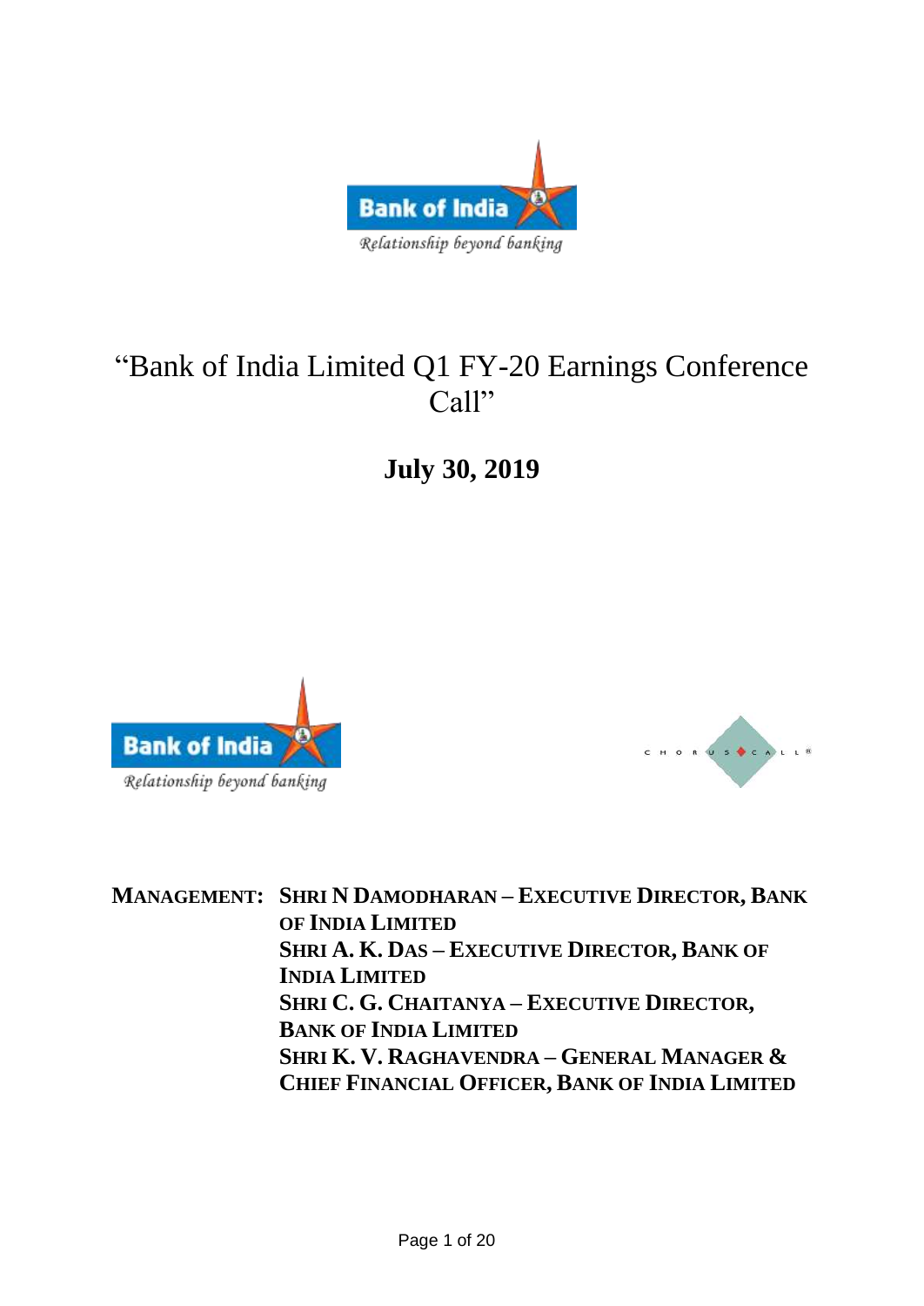# "Bank of India Limited Q1 FY-20 Earnings Conference Call"

## July 30, 2019

**MANAGEMENT:** **SHRI N DAMODHARAN – EXECUTIVE DIRECTOR, BANK OF INDIA LIMITED**
**SHRI A. K. DAS – EXECUTIVE DIRECTOR, BANK OF INDIA LIMITED**
**SHRI C. G. CHAITANYA – EXECUTIVE DIRECTOR, BANK OF INDIA LIMITED**
**SHRI K. V. RAGHAVENDRA – GENERAL MANAGER & CHIEF FINANCIAL OFFICER, BANK OF INDIA LIMITED**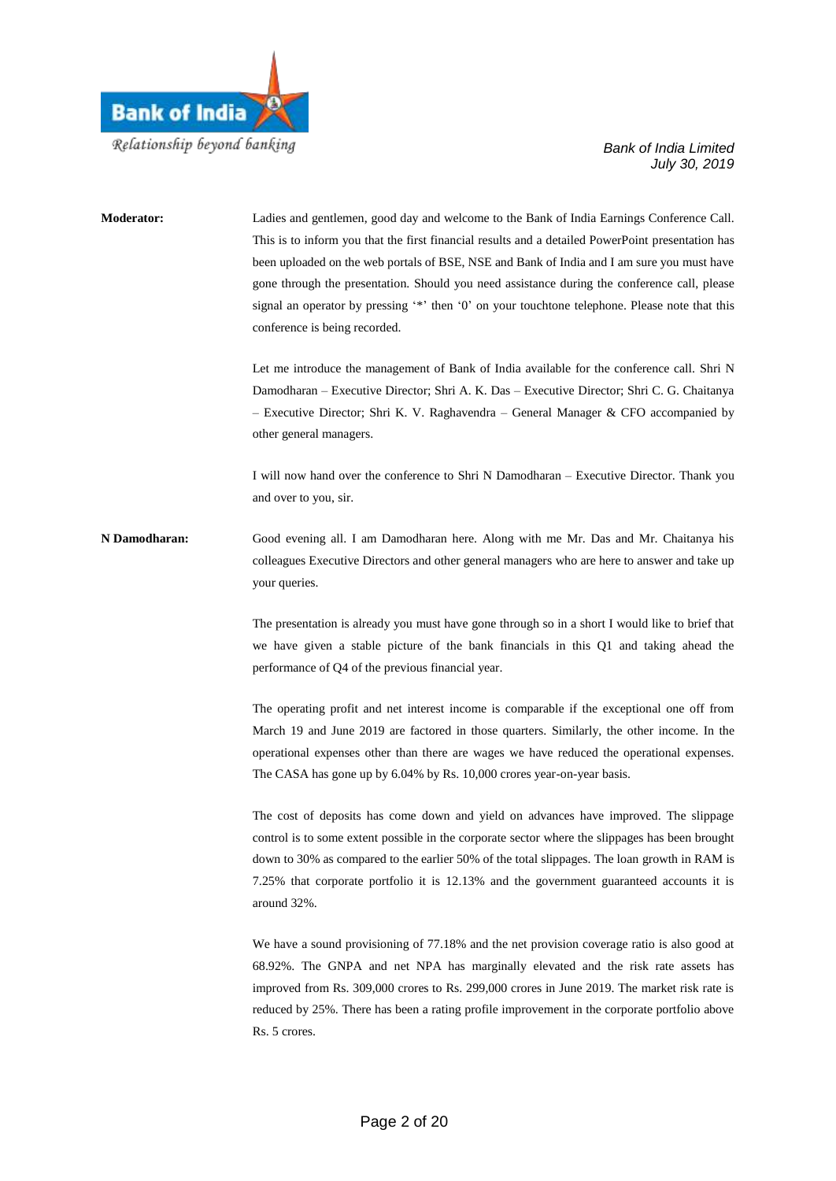**Moderator:** Ladies and gentlemen, good day and welcome to the Bank of India Earnings Conference Call. This is to inform you that the first financial results and a detailed PowerPoint presentation has been uploaded on the web portals of BSE, NSE and Bank of India and I am sure you must have gone through the presentation. Should you need assistance during the conference call, please signal an operator by pressing '*' then '0' on your touchtone telephone. Please note that this conference is being recorded.

Let me introduce the management of Bank of India available for the conference call. Shri N Damodharan – Executive Director; Shri A. K. Das – Executive Director; Shri C. G. Chaitanya – Executive Director; Shri K. V. Raghavendra – General Manager & CFO accompanied by other general managers.

I will now hand over the conference to Shri N Damodharan – Executive Director. Thank you and over to you, sir.

**N Damodharan:** Good evening all. I am Damodharan here. Along with me Mr. Das and Mr. Chaitanya his colleagues Executive Directors and other general managers who are here to answer and take up your queries.

The presentation is already you must have gone through so in a short I would like to brief that we have given a stable picture of the bank financials in this Q1 and taking ahead the performance of Q4 of the previous financial year.

The operating profit and net interest income is comparable if the exceptional one off from March 19 and June 2019 are factored in those quarters. Similarly, the other income. In the operational expenses other than there are wages we have reduced the operational expenses. The CASA has gone up by 6.04% by Rs. 10,000 crores year-on-year basis.

The cost of deposits has come down and yield on advances have improved. The slippage control is to some extent possible in the corporate sector where the slippages has been brought down to 30% as compared to the earlier 50% of the total slippages. The loan growth in RAM is 7.25% that corporate portfolio it is 12.13% and the government guaranteed accounts it is around 32%.

We have a sound provisioning of 77.18% and the net provision coverage ratio is also good at 68.92%. The GNPA and net NPA has marginally elevated and the risk rate assets has improved from Rs. 309,000 crores to Rs. 299,000 crores in June 2019. The market risk rate is reduced by 25%. There has been a rating profile improvement in the corporate portfolio above Rs. 5 crores.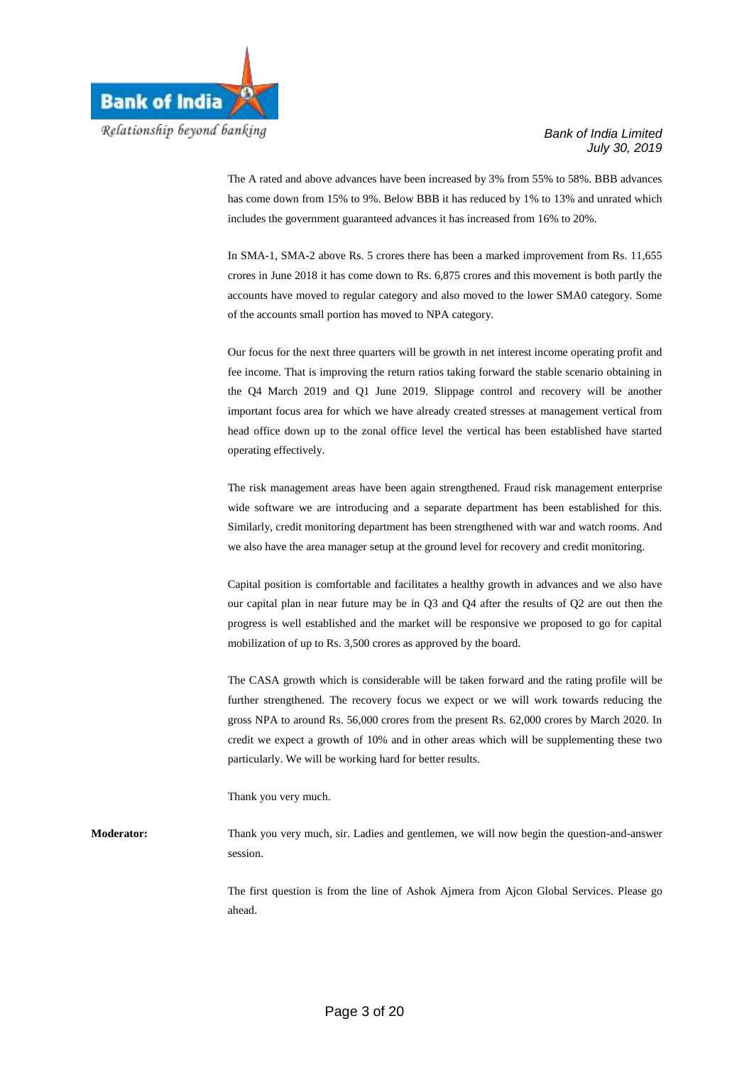The A rated and above advances have been increased by 3% from 55% to 58%. BBB advances has come down from 15% to 9%. Below BBB it has reduced by 1% to 13% and unrated which includes the government guaranteed advances it has increased from 16% to 20%.

In SMA-1, SMA-2 above Rs. 5 crores there has been a marked improvement from Rs. 11,655 crores in June 2018 it has come down to Rs. 6,875 crores and this movement is both partly the accounts have moved to regular category and also moved to the lower SMA0 category. Some of the accounts small portion has moved to NPA category.

Our focus for the next three quarters will be growth in net interest income operating profit and fee income. That is improving the return ratios taking forward the stable scenario obtaining in the Q4 March 2019 and Q1 June 2019. Slippage control and recovery will be another important focus area for which we have already created stresses at management vertical from head office down up to the zonal office level the vertical has been established have started operating effectively.

The risk management areas have been again strengthened. Fraud risk management enterprise wide software we are introducing and a separate department has been established for this. Similarly, credit monitoring department has been strengthened with war and watch rooms. And we also have the area manager setup at the ground level for recovery and credit monitoring.

Capital position is comfortable and facilitates a healthy growth in advances and we also have our capital plan in near future may be in Q3 and Q4 after the results of Q2 are out then the progress is well established and the market will be responsive we proposed to go for capital mobilization of up to Rs. 3,500 crores as approved by the board.

The CASA growth which is considerable will be taken forward and the rating profile will be further strengthened. The recovery focus we expect or we will work towards reducing the gross NPA to around Rs. 56,000 crores from the present Rs. 62,000 crores by March 2020. In credit we expect a growth of 10% and in other areas which will be supplementing these two particularly. We will be working hard for better results.

Thank you very much.

**Moderator:** Thank you very much, sir. Ladies and gentlemen, we will now begin the question-and-answer session.

The first question is from the line of Ashok Ajmera from Ajcon Global Services. Please go ahead.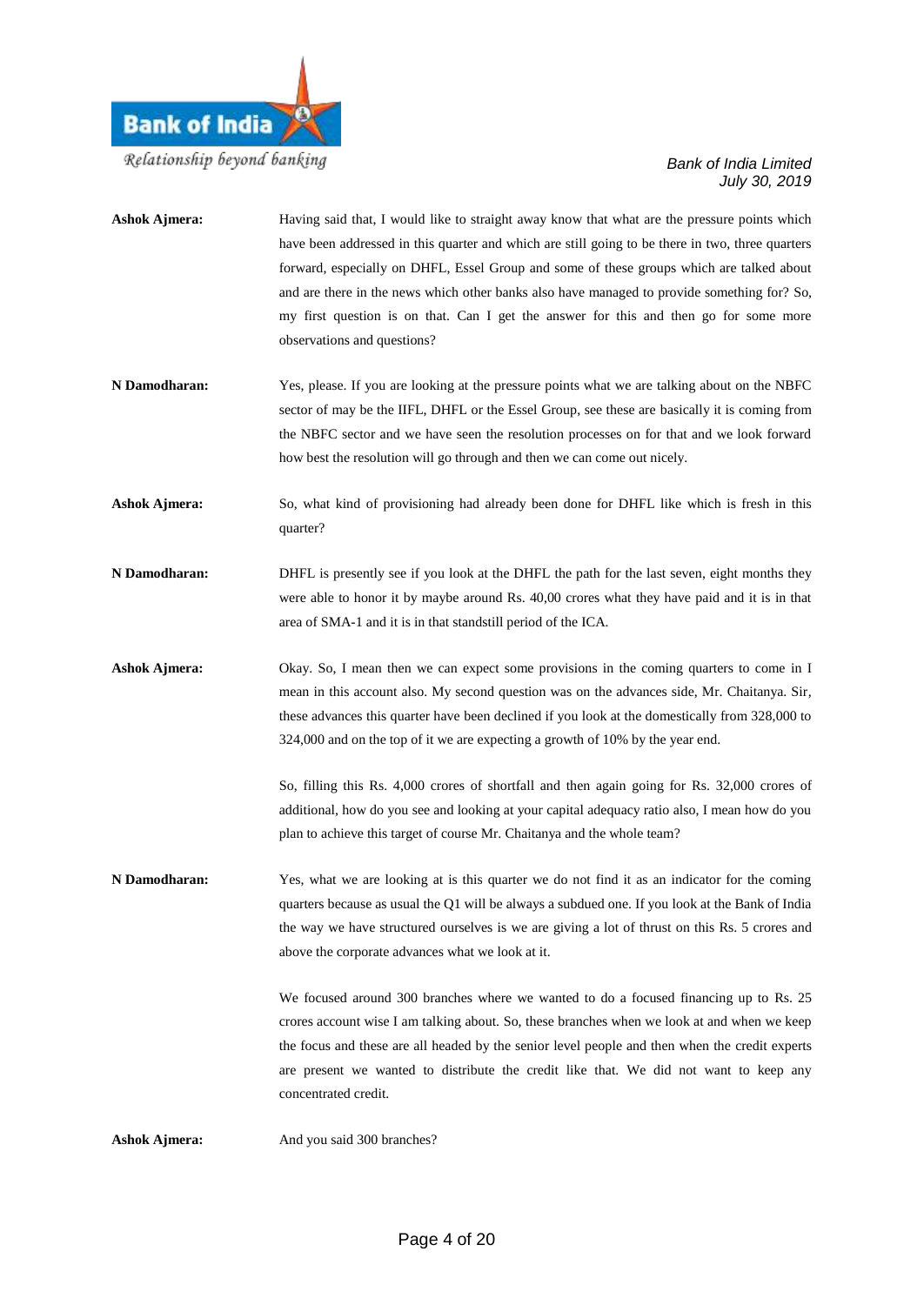**Ashok Ajmera:** Having said that, I would like to straight away know that what are the pressure points which have been addressed in this quarter and which are still going to be there in two, three quarters forward, especially on DHFL, Essel Group and some of these groups which are talked about and are there in the news which other banks also have managed to provide something for? So, my first question is on that. Can I get the answer for this and then go for some more observations and questions?

**N Damodharan:** Yes, please. If you are looking at the pressure points what we are talking about on the NBFC sector of may be the IIFL, DHFL or the Essel Group, see these are basically it is coming from the NBFC sector and we have seen the resolution processes on for that and we look forward how best the resolution will go through and then we can come out nicely.

**Ashok Ajmera:** So, what kind of provisioning had already been done for DHFL like which is fresh in this quarter?

**N Damodharan:** DHFL is presently see if you look at the DHFL the path for the last seven, eight months they were able to honor it by maybe around Rs. 40,00 crores what they have paid and it is in that area of SMA-1 and it is in that standstill period of the ICA.

**Ashok Ajmera:** Okay. So, I mean then we can expect some provisions in the coming quarters to come in I mean in this account also. My second question was on the advances side, Mr. Chaitanya. Sir, these advances this quarter have been declined if you look at the domestically from 328,000 to 324,000 and on the top of it we are expecting a growth of 10% by the year end.

So, filling this Rs. 4,000 crores of shortfall and then again going for Rs. 32,000 crores of additional, how do you see and looking at your capital adequacy ratio also, I mean how do you plan to achieve this target of course Mr. Chaitanya and the whole team?

**N Damodharan:** Yes, what we are looking at is this quarter we do not find it as an indicator for the coming quarters because as usual the Q1 will be always a subdued one. If you look at the Bank of India the way we have structured ourselves is we are giving a lot of thrust on this Rs. 5 crores and above the corporate advances what we look at it.

We focused around 300 branches where we wanted to do a focused financing up to Rs. 25 crores account wise I am talking about. So, these branches when we look at and when we keep the focus and these are all headed by the senior level people and then when the credit experts are present we wanted to distribute the credit like that. We did not want to keep any concentrated credit.

**Ashok Ajmera:** And you said 300 branches?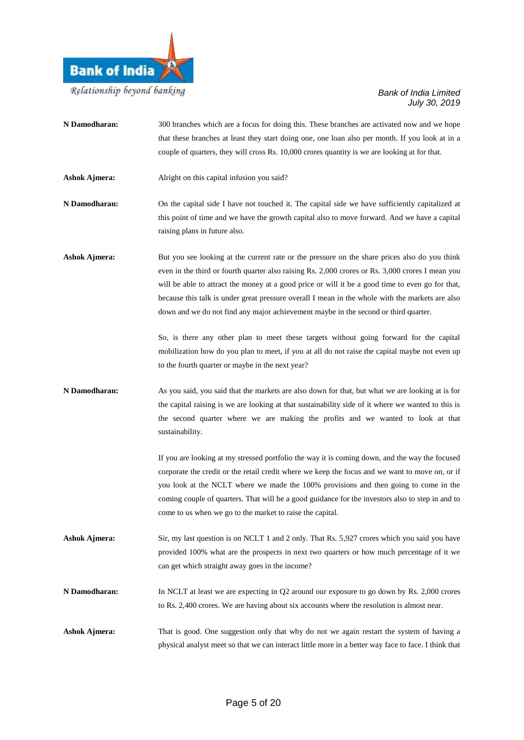**N Damodharan:** 300 branches which are a focus for doing this. These branches are activated now and we hope that these branches at least they start doing one, one loan also per month. If you look at in a couple of quarters, they will cross Rs. 10,000 crores quantity is we are looking at for that.

**Ashok Ajmera:** Alright on this capital infusion you said?

**N Damodharan:** On the capital side I have not touched it. The capital side we have sufficiently capitalized at this point of time and we have the growth capital also to move forward. And we have a capital raising plans in future also.

**Ashok Ajmera:** But you see looking at the current rate or the pressure on the share prices also do you think even in the third or fourth quarter also raising Rs. 2,000 crores or Rs. 3,000 crores I mean you will be able to attract the money at a good price or will it be a good time to even go for that, because this talk is under great pressure overall I mean in the whole with the markets are also down and we do not find any major achievement maybe in the second or third quarter.

So, is there any other plan to meet these targets without going forward for the capital mobilization how do you plan to meet, if you at all do not raise the capital maybe not even up to the fourth quarter or maybe in the next year?

**N Damodharan:** As you said, you said that the markets are also down for that, but what we are looking at is for the capital raising is we are looking at that sustainability side of it where we wanted to this is the second quarter where we are making the profits and we wanted to look at that sustainability.

If you are looking at my stressed portfolio the way it is coming down, and the way the focused corporate the credit or the retail credit where we keep the focus and we want to move on, or if you look at the NCLT where we made the 100% provisions and then going to come in the coming couple of quarters. That will be a good guidance for the investors also to step in and to come to us when we go to the market to raise the capital.

**Ashok Ajmera:** Sir, my last question is on NCLT 1 and 2 only. That Rs. 5,927 crores which you said you have provided 100% what are the prospects in next two quarters or how much percentage of it we can get which straight away goes in the income?

**N Damodharan:** In NCLT at least we are expecting in Q2 around our exposure to go down by Rs. 2,000 crores to Rs. 2,400 crores. We are having about six accounts where the resolution is almost near.

**Ashok Ajmera:** That is good. One suggestion only that why do not we again restart the system of having a physical analyst meet so that we can interact little more in a better way face to face. I think that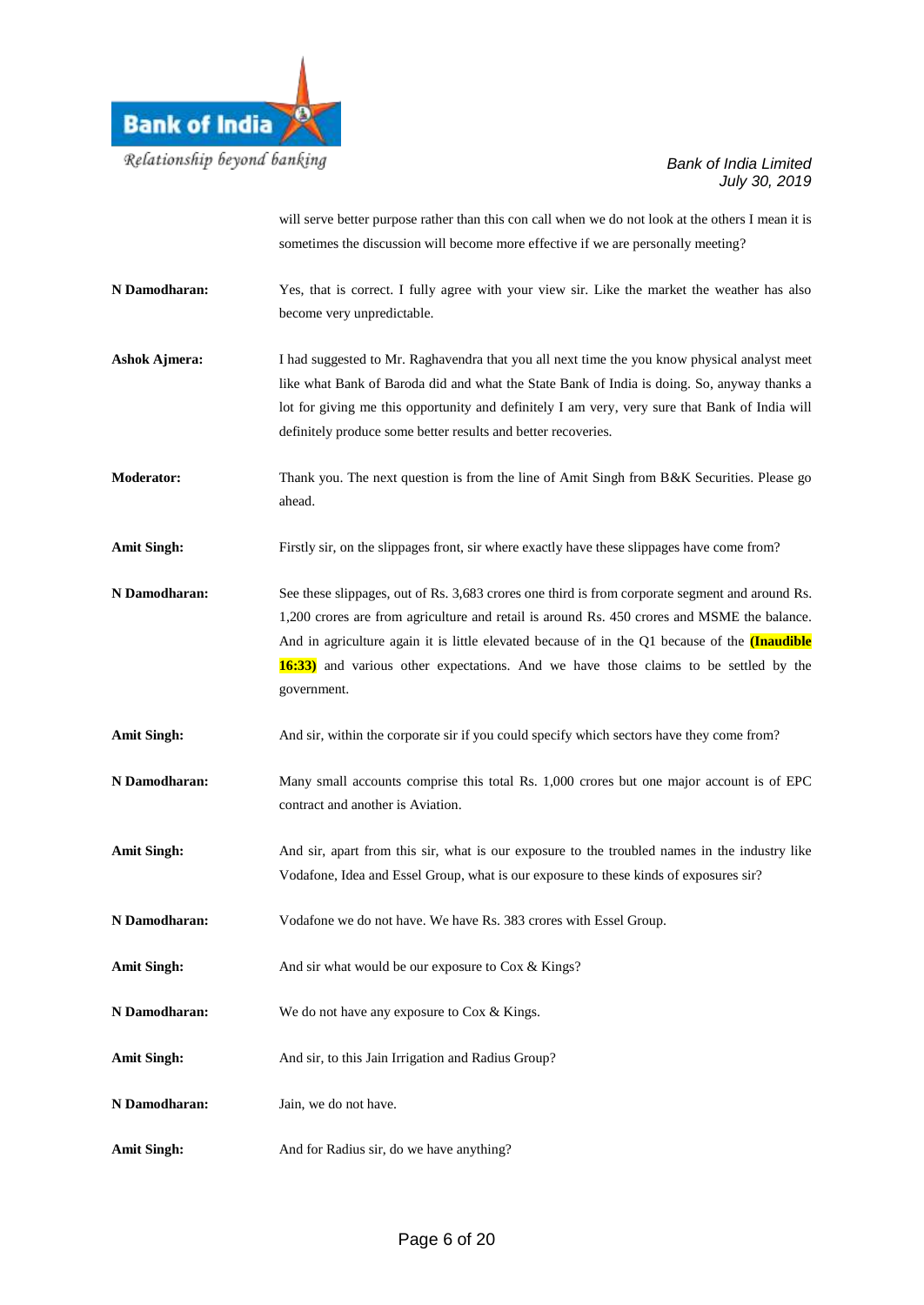will serve better purpose rather than this con call when we do not look at the others I mean it is sometimes the discussion will become more effective if we are personally meeting?

**N Damodharan:** Yes, that is correct. I fully agree with your view sir. Like the market the weather has also become very unpredictable.

**Ashok Ajmera:** I had suggested to Mr. Raghavendra that you all next time the you know physical analyst meet like what Bank of Baroda did and what the State Bank of India is doing. So, anyway thanks a lot for giving me this opportunity and definitely I am very, very sure that Bank of India will definitely produce some better results and better recoveries.

**Moderator:** Thank you. The next question is from the line of Amit Singh from B&K Securities. Please go ahead.

**Amit Singh:** Firstly sir, on the slippages front, sir where exactly have these slippages have come from?

**N Damodharan:** See these slippages, out of Rs. 3,683 crores one third is from corporate segment and around Rs. 1,200 crores are from agriculture and retail is around Rs. 450 crores and MSME the balance. And in agriculture again it is little elevated because of in the Q1 because of the **(Inaudible 16:33)** and various other expectations. And we have those claims to be settled by the government.

**Amit Singh:** And sir, within the corporate sir if you could specify which sectors have they come from?

**N Damodharan:** Many small accounts comprise this total Rs. 1,000 crores but one major account is of EPC contract and another is Aviation.

**Amit Singh:** And sir, apart from this sir, what is our exposure to the troubled names in the industry like Vodafone, Idea and Essel Group, what is our exposure to these kinds of exposures sir?

**N Damodharan:** Vodafone we do not have. We have Rs. 383 crores with Essel Group.

**Amit Singh:** And sir what would be our exposure to Cox & Kings?

**N Damodharan:** We do not have any exposure to Cox & Kings.

**Amit Singh:** And sir, to this Jain Irrigation and Radius Group?

**N Damodharan:** Jain, we do not have.

**Amit Singh:** And for Radius sir, do we have anything?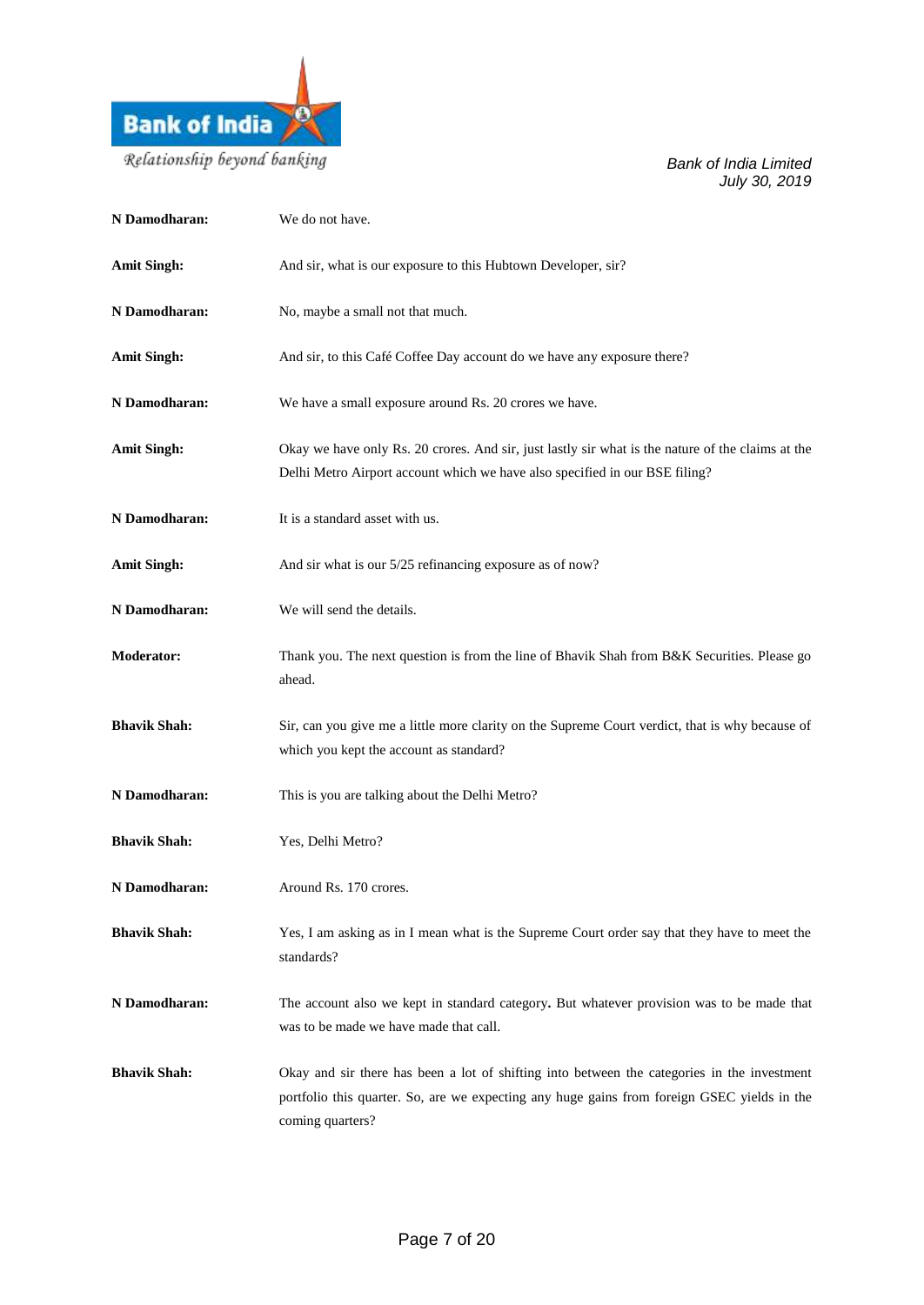**N Damodharan:** We do not have.

**Amit Singh:** And sir, what is our exposure to this Hubtown Developer, sir?

**N Damodharan:** No, maybe a small not that much.

**Amit Singh:** And sir, to this Café Coffee Day account do we have any exposure there?

**N Damodharan:** We have a small exposure around Rs. 20 crores we have.

**Amit Singh:** Okay we have only Rs. 20 crores. And sir, just lastly sir what is the nature of the claims at the Delhi Metro Airport account which we have also specified in our BSE filing?

**N Damodharan:** It is a standard asset with us.

**Amit Singh:** And sir what is our 5/25 refinancing exposure as of now?

**N Damodharan:** We will send the details.

**Moderator:** Thank you. The next question is from the line of Bhavik Shah from B&K Securities. Please go ahead.

**Bhavik Shah:** Sir, can you give me a little more clarity on the Supreme Court verdict, that is why because of which you kept the account as standard?

**N Damodharan:** This is you are talking about the Delhi Metro?

**Bhavik Shah:** Yes, Delhi Metro?

**N Damodharan:** Around Rs. 170 crores.

**Bhavik Shah:** Yes, I am asking as in I mean what is the Supreme Court order say that they have to meet the standards?

**N Damodharan:** The account also we kept in standard category**.** But whatever provision was to be made that was to be made we have made that call.

**Bhavik Shah:** Okay and sir there has been a lot of shifting into between the categories in the investment portfolio this quarter. So, are we expecting any huge gains from foreign GSEC yields in the coming quarters?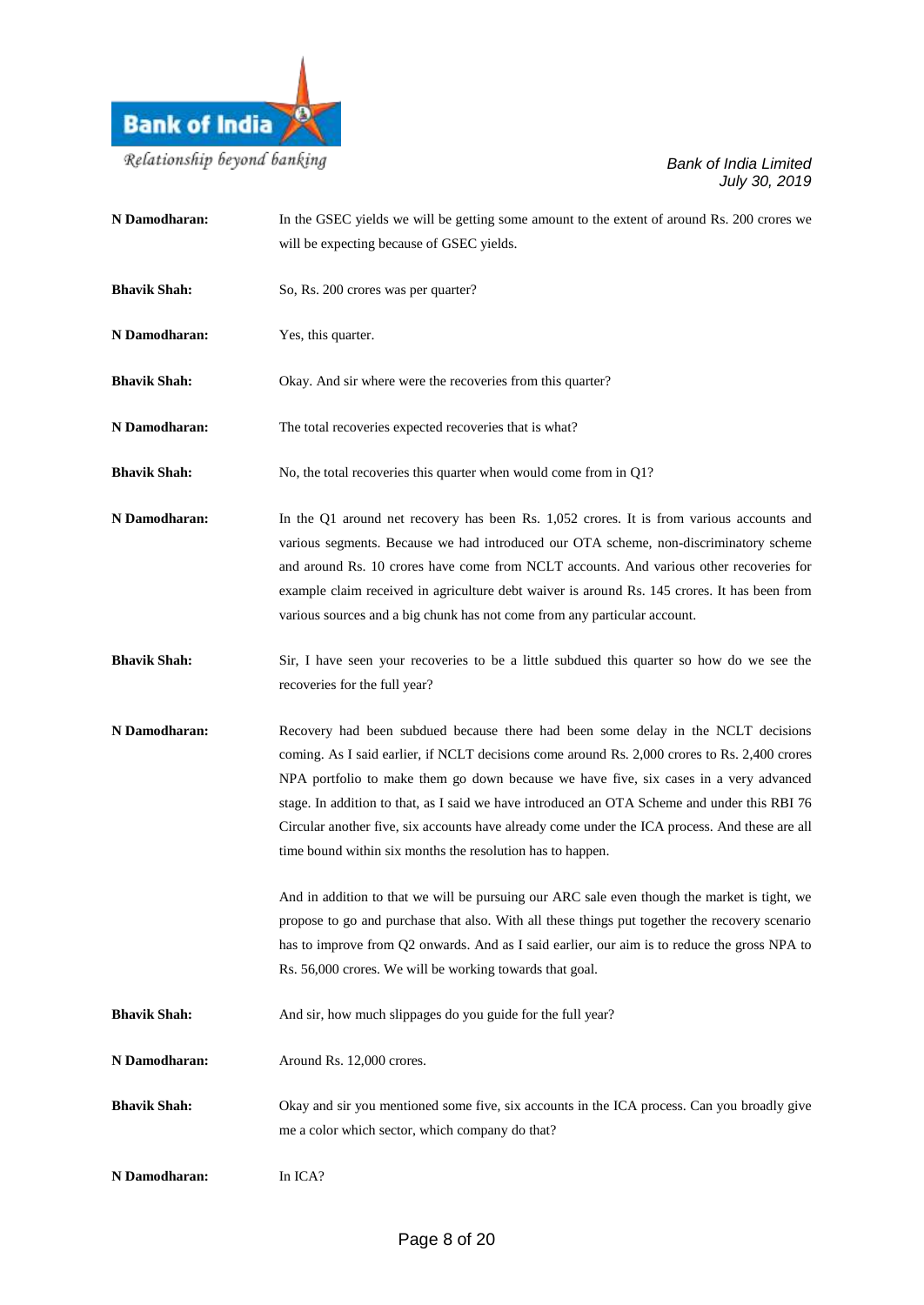**N Damodharan:** In the GSEC yields we will be getting some amount to the extent of around Rs. 200 crores we will be expecting because of GSEC yields.

**Bhavik Shah:** So, Rs. 200 crores was per quarter?

**N Damodharan:** Yes, this quarter.

**Bhavik Shah:** Okay. And sir where were the recoveries from this quarter?

**N Damodharan:** The total recoveries expected recoveries that is what?

**Bhavik Shah:** No, the total recoveries this quarter when would come from in Q1?

**N Damodharan:** In the Q1 around net recovery has been Rs. 1,052 crores. It is from various accounts and various segments. Because we had introduced our OTA scheme, non-discriminatory scheme and around Rs. 10 crores have come from NCLT accounts. And various other recoveries for example claim received in agriculture debt waiver is around Rs. 145 crores. It has been from various sources and a big chunk has not come from any particular account.

**Bhavik Shah:** Sir, I have seen your recoveries to be a little subdued this quarter so how do we see the recoveries for the full year?

**N Damodharan:** Recovery had been subdued because there had been some delay in the NCLT decisions coming. As I said earlier, if NCLT decisions come around Rs. 2,000 crores to Rs. 2,400 crores NPA portfolio to make them go down because we have five, six cases in a very advanced stage. In addition to that, as I said we have introduced an OTA Scheme and under this RBI 76 Circular another five, six accounts have already come under the ICA process. And these are all time bound within six months the resolution has to happen.

And in addition to that we will be pursuing our ARC sale even though the market is tight, we propose to go and purchase that also. With all these things put together the recovery scenario has to improve from Q2 onwards. And as I said earlier, our aim is to reduce the gross NPA to Rs. 56,000 crores. We will be working towards that goal.

**Bhavik Shah:** And sir, how much slippages do you guide for the full year?

**N Damodharan:** Around Rs. 12,000 crores.

**Bhavik Shah:** Okay and sir you mentioned some five, six accounts in the ICA process. Can you broadly give me a color which sector, which company do that?

**N Damodharan:** In ICA?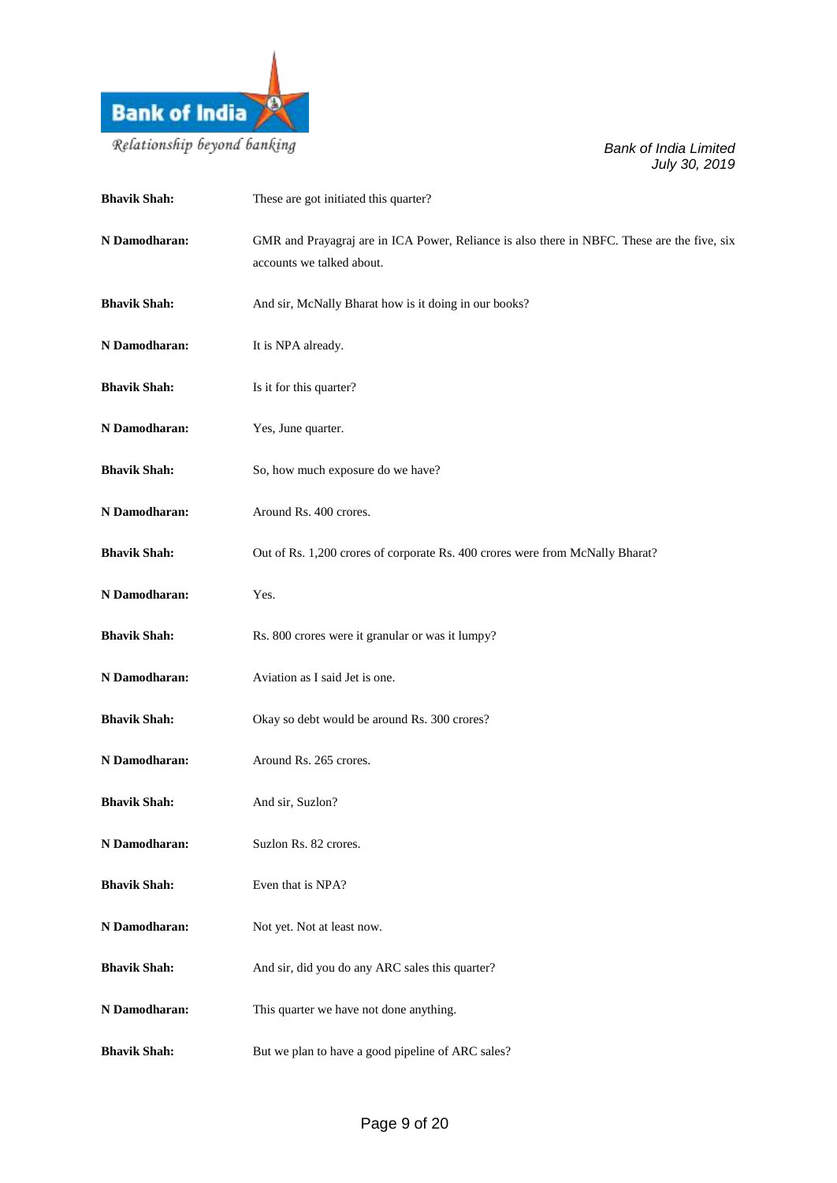**Bhavik Shah:** These are got initiated this quarter?

**N Damodharan:** GMR and Prayagraj are in ICA Power, Reliance is also there in NBFC. These are the five, six accounts we talked about.

**Bhavik Shah:** And sir, McNally Bharat how is it doing in our books?

**N Damodharan:** It is NPA already.

**Bhavik Shah:** Is it for this quarter?

**N Damodharan:** Yes, June quarter.

**Bhavik Shah:** So, how much exposure do we have?

**N Damodharan:** Around Rs. 400 crores.

**Bhavik Shah:** Out of Rs. 1,200 crores of corporate Rs. 400 crores were from McNally Bharat?

**N Damodharan:** Yes.

**Bhavik Shah:** Rs. 800 crores were it granular or was it lumpy?

**N Damodharan:** Aviation as I said Jet is one.

**Bhavik Shah:** Okay so debt would be around Rs. 300 crores?

**N Damodharan:** Around Rs. 265 crores.

**Bhavik Shah:** And sir, Suzlon?

**N Damodharan:** Suzlon Rs. 82 crores.

**Bhavik Shah:** Even that is NPA?

**N Damodharan:** Not yet. Not at least now.

**Bhavik Shah:** And sir, did you do any ARC sales this quarter?

**N Damodharan:** This quarter we have not done anything.

**Bhavik Shah:** But we plan to have a good pipeline of ARC sales?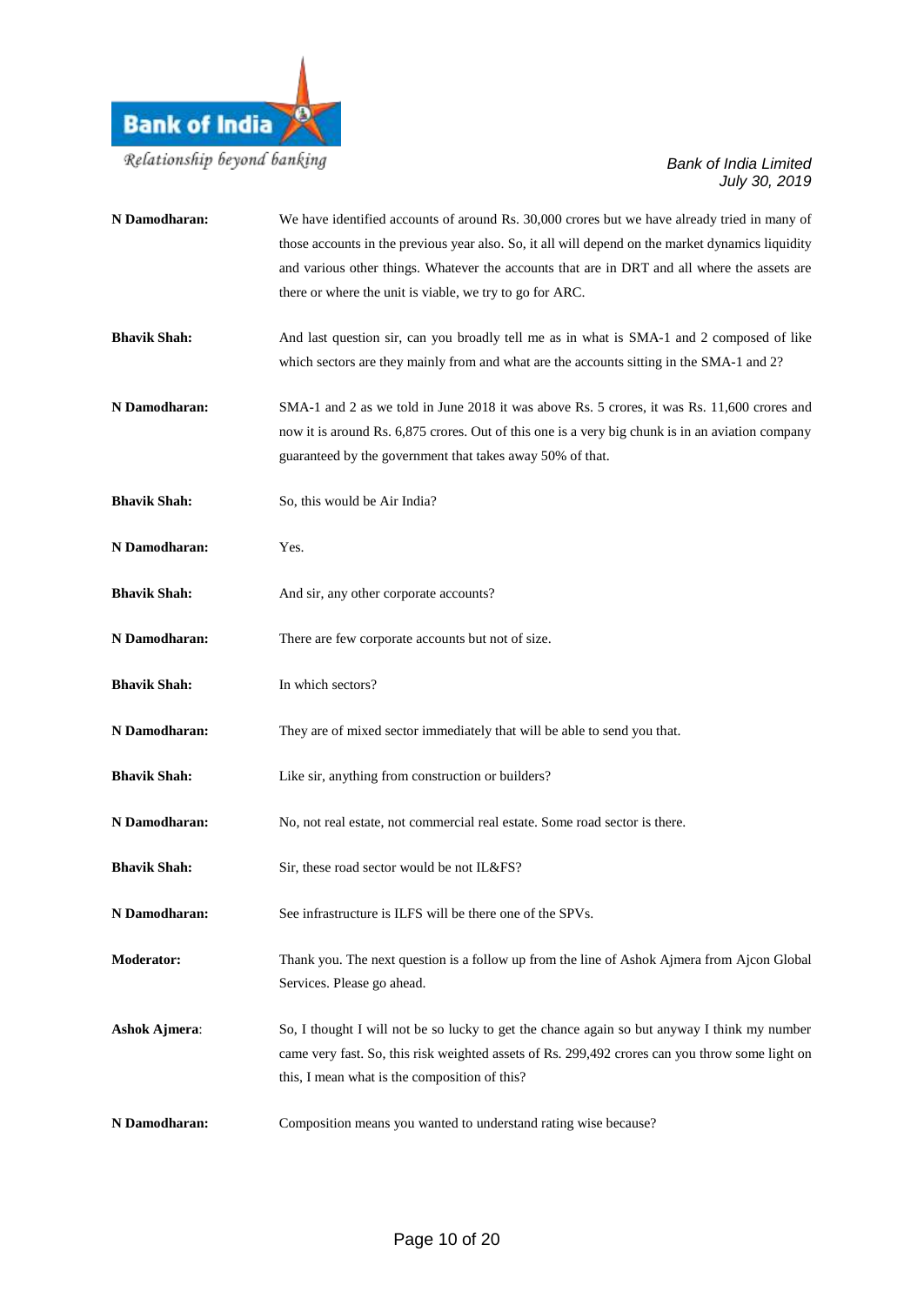**N Damodharan:** We have identified accounts of around Rs. 30,000 crores but we have already tried in many of those accounts in the previous year also. So, it all will depend on the market dynamics liquidity and various other things. Whatever the accounts that are in DRT and all where the assets are there or where the unit is viable, we try to go for ARC.

**Bhavik Shah:** And last question sir, can you broadly tell me as in what is SMA-1 and 2 composed of like which sectors are they mainly from and what are the accounts sitting in the SMA-1 and 2?

**N Damodharan:** SMA-1 and 2 as we told in June 2018 it was above Rs. 5 crores, it was Rs. 11,600 crores and now it is around Rs. 6,875 crores. Out of this one is a very big chunk is in an aviation company guaranteed by the government that takes away 50% of that.

**Bhavik Shah:** So, this would be Air India?

**N Damodharan:** Yes.

**Bhavik Shah:** And sir, any other corporate accounts?

**N Damodharan:** There are few corporate accounts but not of size.

**Bhavik Shah:** In which sectors?

**N Damodharan:** They are of mixed sector immediately that will be able to send you that.

**Bhavik Shah:** Like sir, anything from construction or builders?

**N Damodharan:** No, not real estate, not commercial real estate. Some road sector is there.

**Bhavik Shah:** Sir, these road sector would be not IL&FS?

**N Damodharan:** See infrastructure is ILFS will be there one of the SPVs.

**Moderator:** Thank you. The next question is a follow up from the line of Ashok Ajmera from Ajcon Global Services. Please go ahead.

**Ashok Ajmera**: So, I thought I will not be so lucky to get the chance again so but anyway I think my number came very fast. So, this risk weighted assets of Rs. 299,492 crores can you throw some light on this, I mean what is the composition of this?

**N Damodharan:** Composition means you wanted to understand rating wise because?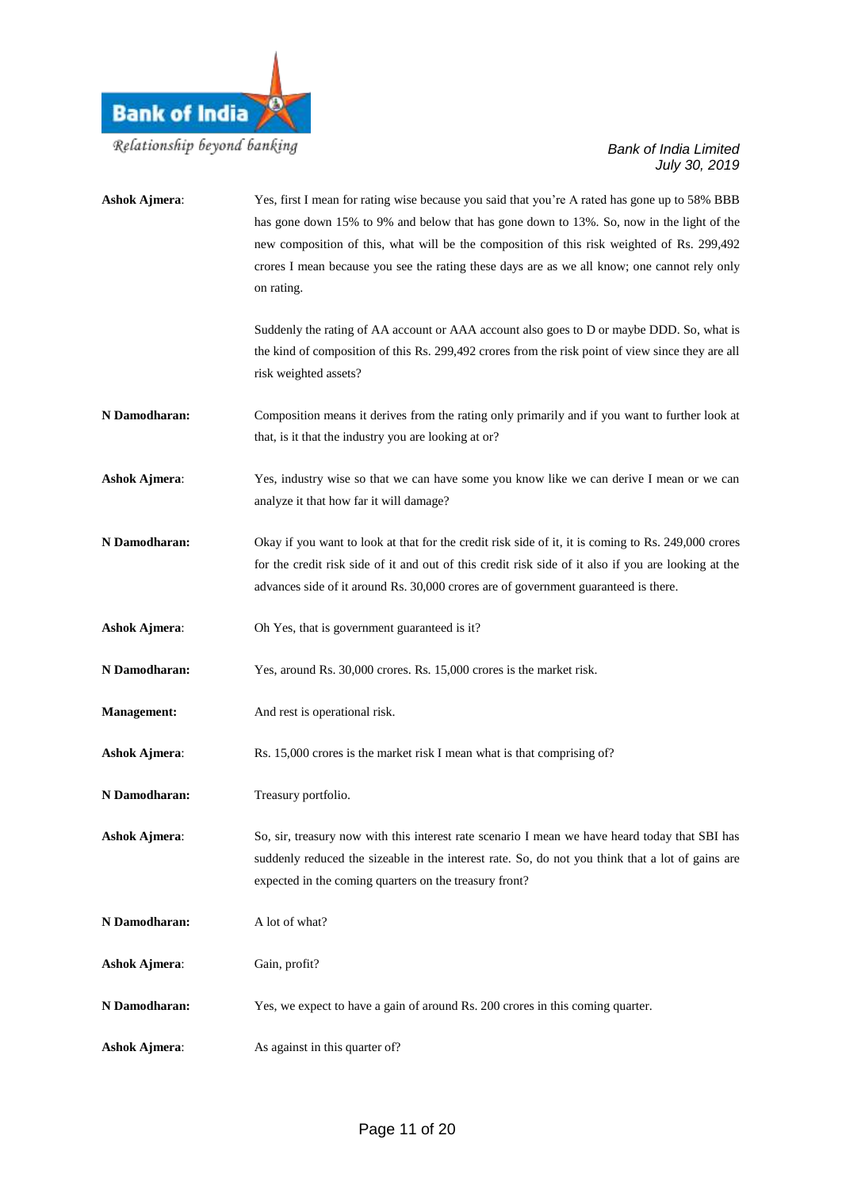**Ashok Ajmera**: Yes, first I mean for rating wise because you said that you're A rated has gone up to 58% BBB has gone down 15% to 9% and below that has gone down to 13%. So, now in the light of the new composition of this, what will be the composition of this risk weighted of Rs. 299,492 crores I mean because you see the rating these days are as we all know; one cannot rely only on rating.

Suddenly the rating of AA account or AAA account also goes to D or maybe DDD. So, what is the kind of composition of this Rs. 299,492 crores from the risk point of view since they are all risk weighted assets?

**N Damodharan:** Composition means it derives from the rating only primarily and if you want to further look at that, is it that the industry you are looking at or?

**Ashok Ajmera**: Yes, industry wise so that we can have some you know like we can derive I mean or we can analyze it that how far it will damage?

**N Damodharan:** Okay if you want to look at that for the credit risk side of it, it is coming to Rs. 249,000 crores for the credit risk side of it and out of this credit risk side of it also if you are looking at the advances side of it around Rs. 30,000 crores are of government guaranteed is there.

**Ashok Ajmera**: Oh Yes, that is government guaranteed is it?

**N Damodharan:** Yes, around Rs. 30,000 crores. Rs. 15,000 crores is the market risk.

**Management:** And rest is operational risk.

**Ashok Ajmera**: Rs. 15,000 crores is the market risk I mean what is that comprising of?

**N Damodharan:** Treasury portfolio.

**Ashok Ajmera**: So, sir, treasury now with this interest rate scenario I mean we have heard today that SBI has suddenly reduced the sizeable in the interest rate. So, do not you think that a lot of gains are expected in the coming quarters on the treasury front?

**N Damodharan:** A lot of what?

**Ashok Ajmera**: Gain, profit?

**N Damodharan:** Yes, we expect to have a gain of around Rs. 200 crores in this coming quarter.

**Ashok Ajmera**: As against in this quarter of?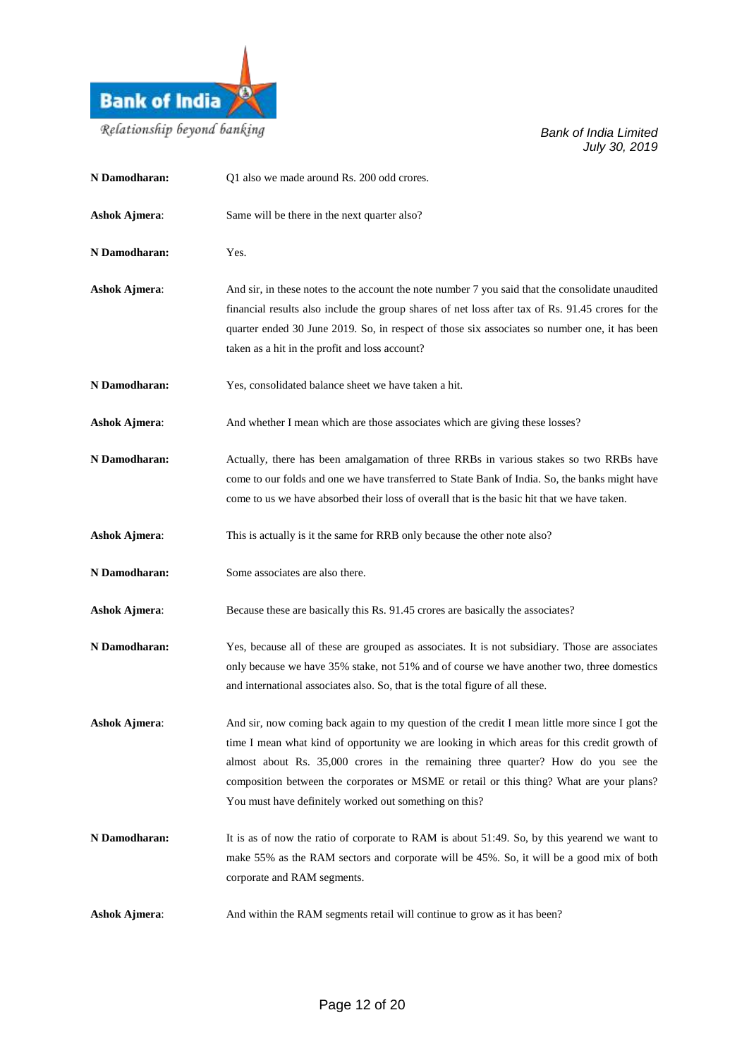**N Damodharan:** Q1 also we made around Rs. 200 odd crores.

**Ashok Ajmera**: Same will be there in the next quarter also?

**N Damodharan:** Yes.

**Ashok Ajmera**: And sir, in these notes to the account the note number 7 you said that the consolidate unaudited financial results also include the group shares of net loss after tax of Rs. 91.45 crores for the quarter ended 30 June 2019. So, in respect of those six associates so number one, it has been taken as a hit in the profit and loss account?

**N Damodharan:** Yes, consolidated balance sheet we have taken a hit.

**Ashok Ajmera**: And whether I mean which are those associates which are giving these losses?

**N Damodharan:** Actually, there has been amalgamation of three RRBs in various stakes so two RRBs have come to our folds and one we have transferred to State Bank of India. So, the banks might have come to us we have absorbed their loss of overall that is the basic hit that we have taken.

**Ashok Ajmera**: This is actually is it the same for RRB only because the other note also?

**N Damodharan:** Some associates are also there.

**Ashok Ajmera**: Because these are basically this Rs. 91.45 crores are basically the associates?

**N Damodharan:** Yes, because all of these are grouped as associates. It is not subsidiary. Those are associates only because we have 35% stake, not 51% and of course we have another two, three domestics and international associates also. So, that is the total figure of all these.

**Ashok Ajmera**: And sir, now coming back again to my question of the credit I mean little more since I got the time I mean what kind of opportunity we are looking in which areas for this credit growth of almost about Rs. 35,000 crores in the remaining three quarter? How do you see the composition between the corporates or MSME or retail or this thing? What are your plans? You must have definitely worked out something on this?

**N Damodharan:** It is as of now the ratio of corporate to RAM is about 51:49. So, by this yearend we want to make 55% as the RAM sectors and corporate will be 45%. So, it will be a good mix of both corporate and RAM segments.

**Ashok Ajmera**: And within the RAM segments retail will continue to grow as it has been?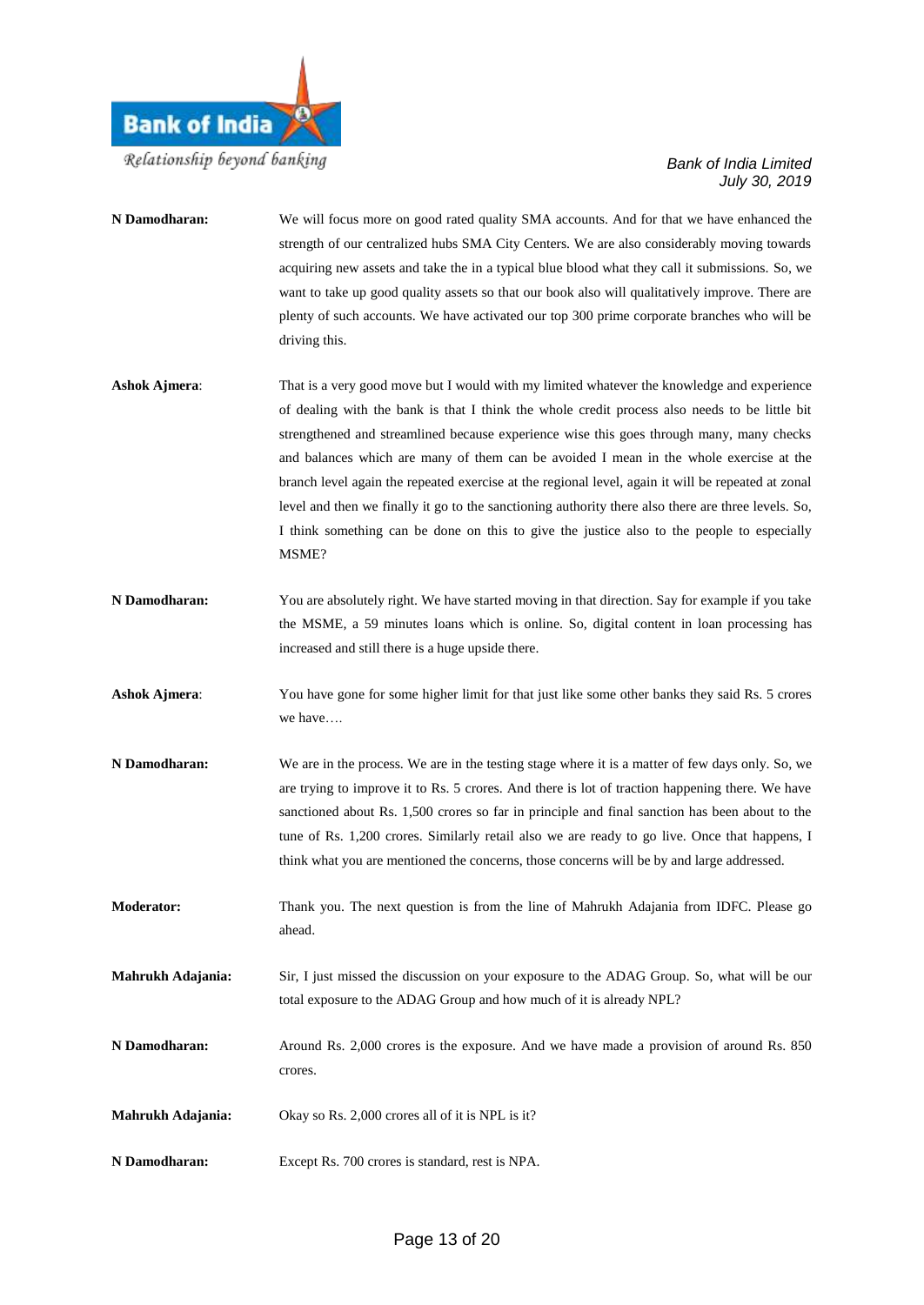**N Damodharan:** We will focus more on good rated quality SMA accounts. And for that we have enhanced the strength of our centralized hubs SMA City Centers. We are also considerably moving towards acquiring new assets and take the in a typical blue blood what they call it submissions. So, we want to take up good quality assets so that our book also will qualitatively improve. There are plenty of such accounts. We have activated our top 300 prime corporate branches who will be driving this.

**Ashok Ajmera**: That is a very good move but I would with my limited whatever the knowledge and experience of dealing with the bank is that I think the whole credit process also needs to be little bit strengthened and streamlined because experience wise this goes through many, many checks and balances which are many of them can be avoided I mean in the whole exercise at the branch level again the repeated exercise at the regional level, again it will be repeated at zonal level and then we finally it go to the sanctioning authority there also there are three levels. So, I think something can be done on this to give the justice also to the people to especially MSME?

**N Damodharan:** You are absolutely right. We have started moving in that direction. Say for example if you take the MSME, a 59 minutes loans which is online. So, digital content in loan processing has increased and still there is a huge upside there.

**Ashok Ajmera**: You have gone for some higher limit for that just like some other banks they said Rs. 5 crores we have….

**N Damodharan:** We are in the process. We are in the testing stage where it is a matter of few days only. So, we are trying to improve it to Rs. 5 crores. And there is lot of traction happening there. We have sanctioned about Rs. 1,500 crores so far in principle and final sanction has been about to the tune of Rs. 1,200 crores. Similarly retail also we are ready to go live. Once that happens, I think what you are mentioned the concerns, those concerns will be by and large addressed.

**Moderator:** Thank you. The next question is from the line of Mahrukh Adajania from IDFC. Please go ahead.

**Mahrukh Adajania:** Sir, I just missed the discussion on your exposure to the ADAG Group. So, what will be our total exposure to the ADAG Group and how much of it is already NPL?

**N Damodharan:** Around Rs. 2,000 crores is the exposure. And we have made a provision of around Rs. 850 crores.

**Mahrukh Adajania:** Okay so Rs. 2,000 crores all of it is NPL is it?

**N Damodharan:** Except Rs. 700 crores is standard, rest is NPA.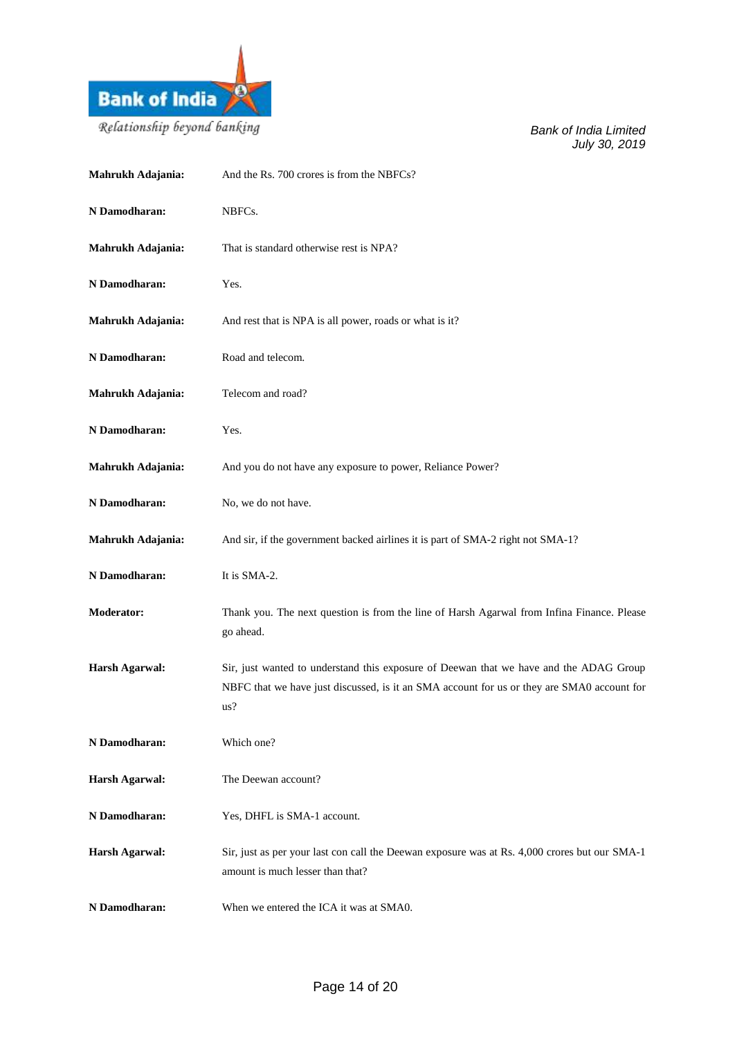**Mahrukh Adajania:** And the Rs. 700 crores is from the NBFCs?

**N Damodharan:** NBFCs.

**Mahrukh Adajania:** That is standard otherwise rest is NPA?

**N Damodharan:** Yes.

**Mahrukh Adajania:** And rest that is NPA is all power, roads or what is it?

**N Damodharan:** Road and telecom.

**Mahrukh Adajania:** Telecom and road?

**N Damodharan:** Yes.

**Mahrukh Adajania:** And you do not have any exposure to power, Reliance Power?

**N Damodharan:** No, we do not have.

**Mahrukh Adajania:** And sir, if the government backed airlines it is part of SMA-2 right not SMA-1?

**N Damodharan:** It is SMA-2.

**Moderator:** Thank you. The next question is from the line of Harsh Agarwal from Infina Finance. Please go ahead.

**Harsh Agarwal:** Sir, just wanted to understand this exposure of Deewan that we have and the ADAG Group NBFC that we have just discussed, is it an SMA account for us or they are SMA0 account for us?

**N Damodharan:** Which one?

**Harsh Agarwal:** The Deewan account?

**N Damodharan:** Yes, DHFL is SMA-1 account.

**Harsh Agarwal:** Sir, just as per your last con call the Deewan exposure was at Rs. 4,000 crores but our SMA-1 amount is much lesser than that?

**N Damodharan:** When we entered the ICA it was at SMA0.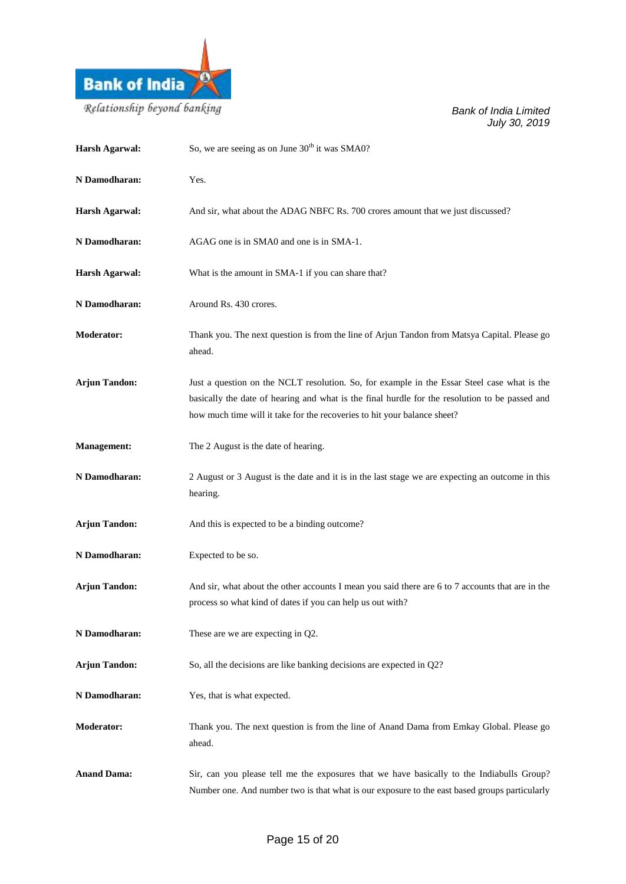**Harsh Agarwal:** So, we are seeing as on June 30th it was SMA0?

**N Damodharan:** Yes.

**Harsh Agarwal:** And sir, what about the ADAG NBFC Rs. 700 crores amount that we just discussed?

**N Damodharan:** AGAG one is in SMA0 and one is in SMA-1.

**Harsh Agarwal:** What is the amount in SMA-1 if you can share that?

**N Damodharan:** Around Rs. 430 crores.

**Moderator:** Thank you. The next question is from the line of Arjun Tandon from Matsya Capital. Please go ahead.

**Arjun Tandon:** Just a question on the NCLT resolution. So, for example in the Essar Steel case what is the basically the date of hearing and what is the final hurdle for the resolution to be passed and how much time will it take for the recoveries to hit your balance sheet?

**Management:** The 2 August is the date of hearing.

**N Damodharan:** 2 August or 3 August is the date and it is in the last stage we are expecting an outcome in this hearing.

**Arjun Tandon:** And this is expected to be a binding outcome?

**N Damodharan:** Expected to be so.

**Arjun Tandon:** And sir, what about the other accounts I mean you said there are 6 to 7 accounts that are in the process so what kind of dates if you can help us out with?

**N Damodharan:** These are we are expecting in Q2.

**Arjun Tandon:** So, all the decisions are like banking decisions are expected in Q2?

**N Damodharan:** Yes, that is what expected.

**Moderator:** Thank you. The next question is from the line of Anand Dama from Emkay Global. Please go ahead.

**Anand Dama:** Sir, can you please tell me the exposures that we have basically to the Indiabulls Group? Number one. And number two is that what is our exposure to the east based groups particularly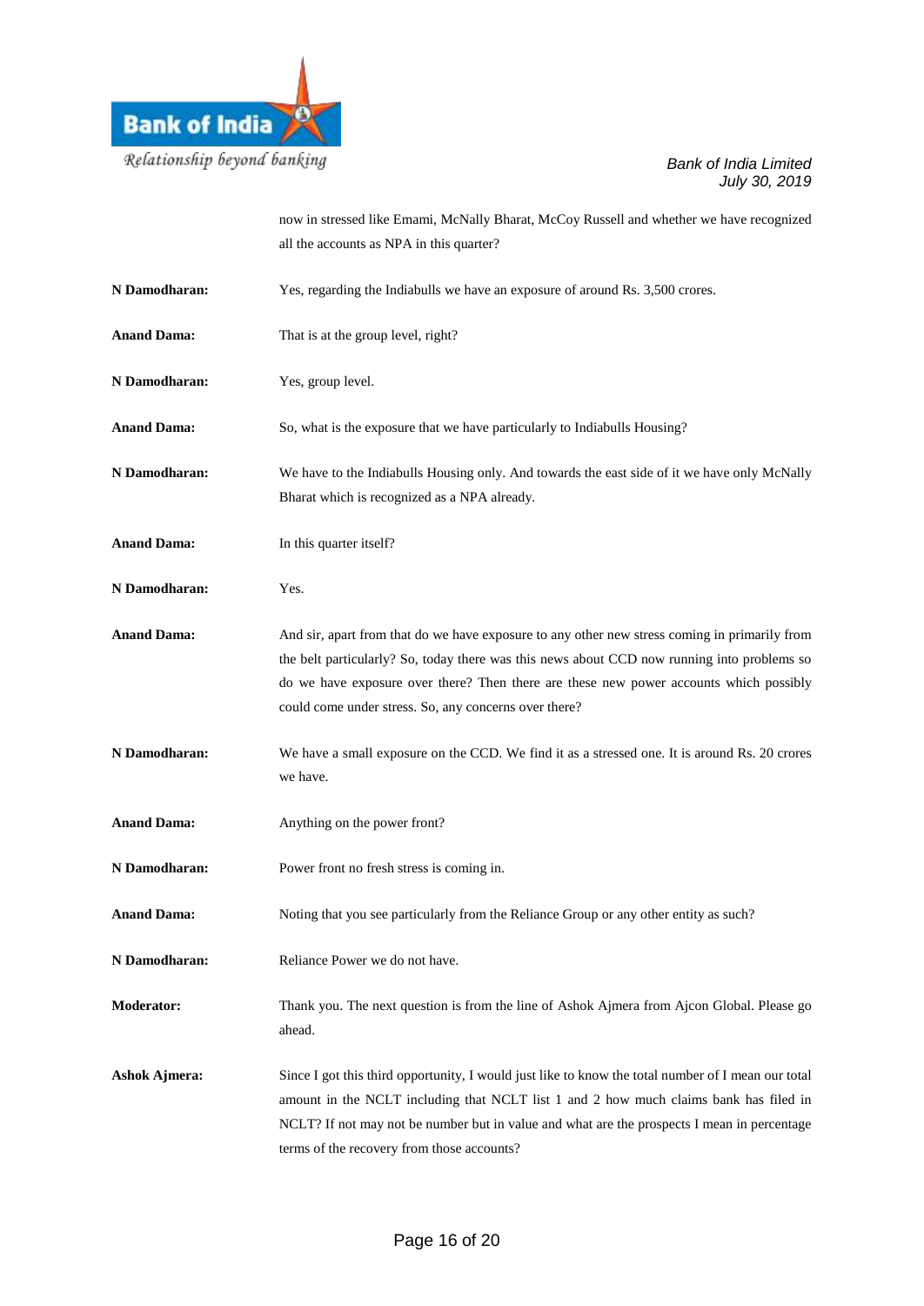now in stressed like Emami, McNally Bharat, McCoy Russell and whether we have recognized all the accounts as NPA in this quarter?

**N Damodharan:** Yes, regarding the Indiabulls we have an exposure of around Rs. 3,500 crores.

**Anand Dama:** That is at the group level, right?

**N Damodharan:** Yes, group level.

**Anand Dama:** So, what is the exposure that we have particularly to Indiabulls Housing?

**N Damodharan:** We have to the Indiabulls Housing only. And towards the east side of it we have only McNally Bharat which is recognized as a NPA already.

**Anand Dama:** In this quarter itself?

**N Damodharan:** Yes.

**Anand Dama:** And sir, apart from that do we have exposure to any other new stress coming in primarily from the belt particularly? So, today there was this news about CCD now running into problems so do we have exposure over there? Then there are these new power accounts which possibly could come under stress. So, any concerns over there?

**N Damodharan:** We have a small exposure on the CCD. We find it as a stressed one. It is around Rs. 20 crores we have.

**Anand Dama:** Anything on the power front?

**N Damodharan:** Power front no fresh stress is coming in.

**Anand Dama:** Noting that you see particularly from the Reliance Group or any other entity as such?

**N Damodharan:** Reliance Power we do not have.

**Moderator:** Thank you. The next question is from the line of Ashok Ajmera from Ajcon Global. Please go ahead.

**Ashok Ajmera:** Since I got this third opportunity, I would just like to know the total number of I mean our total amount in the NCLT including that NCLT list 1 and 2 how much claims bank has filed in NCLT? If not may not be number but in value and what are the prospects I mean in percentage terms of the recovery from those accounts?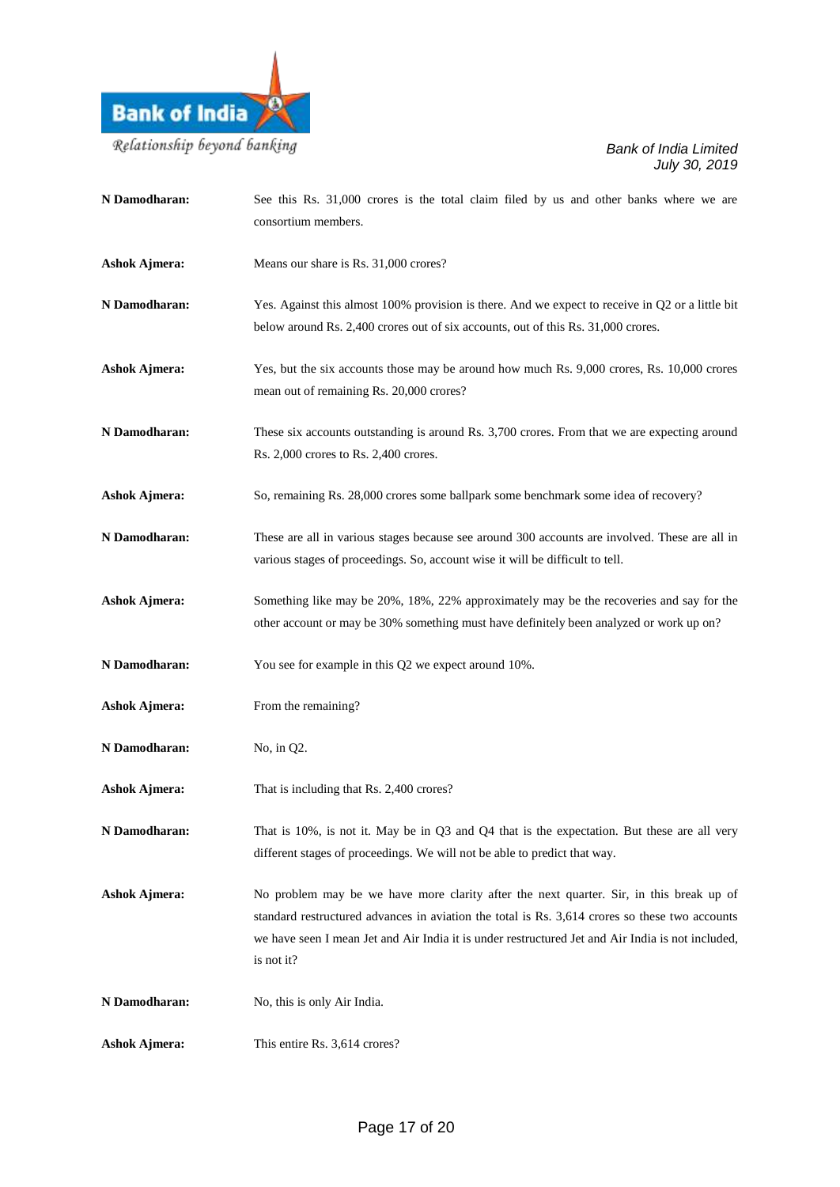**N Damodharan:** See this Rs. 31,000 crores is the total claim filed by us and other banks where we are consortium members.

**Ashok Ajmera:** Means our share is Rs. 31,000 crores?

**N Damodharan:** Yes. Against this almost 100% provision is there. And we expect to receive in Q2 or a little bit below around Rs. 2,400 crores out of six accounts, out of this Rs. 31,000 crores.

**Ashok Ajmera:** Yes, but the six accounts those may be around how much Rs. 9,000 crores, Rs. 10,000 crores mean out of remaining Rs. 20,000 crores?

**N Damodharan:** These six accounts outstanding is around Rs. 3,700 crores. From that we are expecting around Rs. 2,000 crores to Rs. 2,400 crores.

**Ashok Ajmera:** So, remaining Rs. 28,000 crores some ballpark some benchmark some idea of recovery?

**N Damodharan:** These are all in various stages because see around 300 accounts are involved. These are all in various stages of proceedings. So, account wise it will be difficult to tell.

**Ashok Ajmera:** Something like may be 20%, 18%, 22% approximately may be the recoveries and say for the other account or may be 30% something must have definitely been analyzed or work up on?

**N Damodharan:** You see for example in this Q2 we expect around 10%.

**Ashok Ajmera:** From the remaining?

**N Damodharan:** No, in Q2.

**Ashok Ajmera:** That is including that Rs. 2,400 crores?

**N Damodharan:** That is 10%, is not it. May be in Q3 and Q4 that is the expectation. But these are all very different stages of proceedings. We will not be able to predict that way.

**Ashok Ajmera:** No problem may be we have more clarity after the next quarter. Sir, in this break up of standard restructured advances in aviation the total is Rs. 3,614 crores so these two accounts we have seen I mean Jet and Air India it is under restructured Jet and Air India is not included, is not it?

**N Damodharan:** No, this is only Air India.

**Ashok Ajmera:** This entire Rs. 3,614 crores?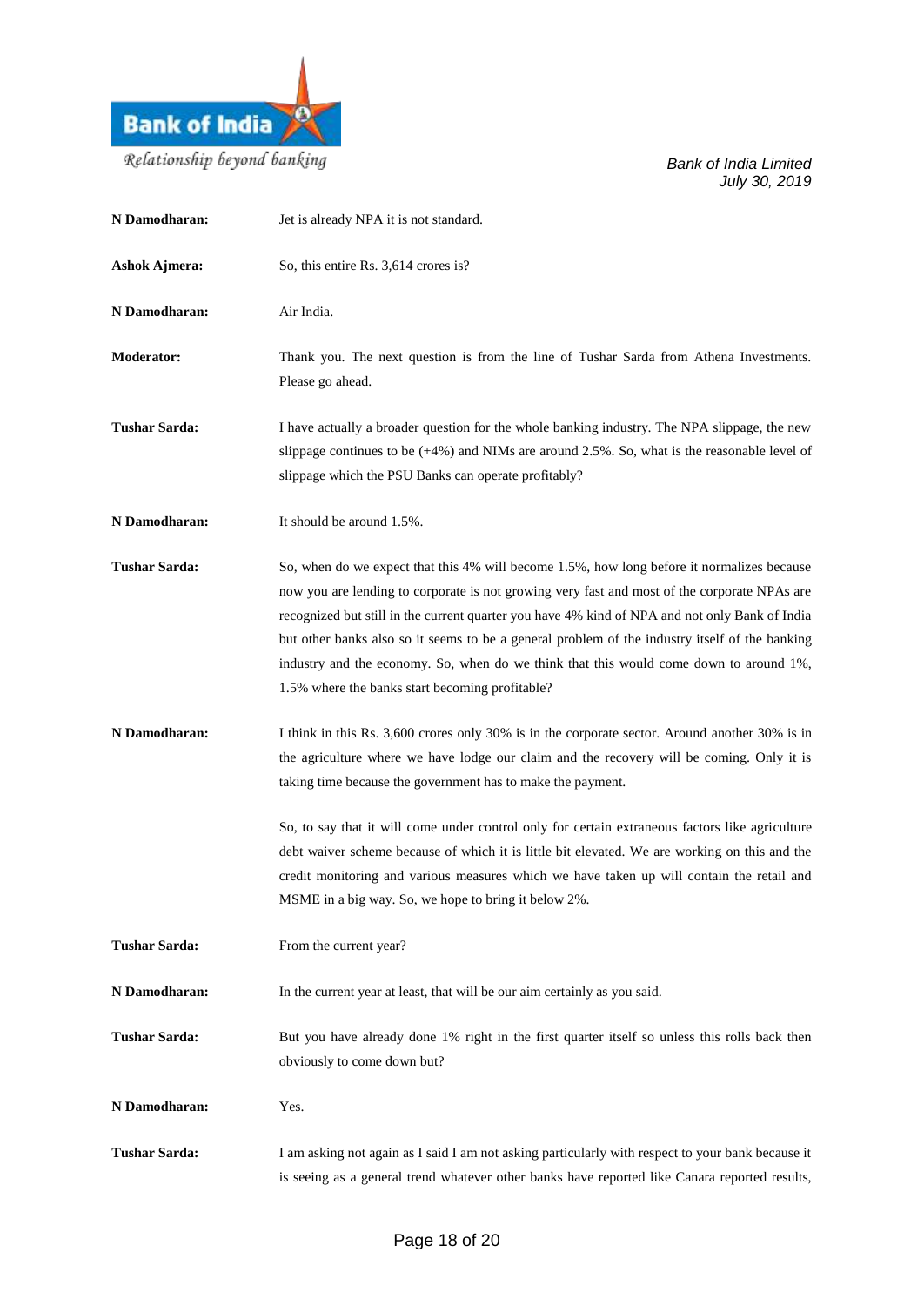**N Damodharan:** Jet is already NPA it is not standard.

**Ashok Ajmera:** So, this entire Rs. 3,614 crores is?

**N Damodharan:** Air India.

**Moderator:** Thank you. The next question is from the line of Tushar Sarda from Athena Investments. Please go ahead.

**Tushar Sarda:** I have actually a broader question for the whole banking industry. The NPA slippage, the new slippage continues to be (+4%) and NIMs are around 2.5%. So, what is the reasonable level of slippage which the PSU Banks can operate profitably?

**N Damodharan:** It should be around 1.5%.

**Tushar Sarda:** So, when do we expect that this 4% will become 1.5%, how long before it normalizes because now you are lending to corporate is not growing very fast and most of the corporate NPAs are recognized but still in the current quarter you have 4% kind of NPA and not only Bank of India but other banks also so it seems to be a general problem of the industry itself of the banking industry and the economy. So, when do we think that this would come down to around 1%, 1.5% where the banks start becoming profitable?

**N Damodharan:** I think in this Rs. 3,600 crores only 30% is in the corporate sector. Around another 30% is in the agriculture where we have lodge our claim and the recovery will be coming. Only it is taking time because the government has to make the payment.

So, to say that it will come under control only for certain extraneous factors like agriculture debt waiver scheme because of which it is little bit elevated. We are working on this and the credit monitoring and various measures which we have taken up will contain the retail and MSME in a big way. So, we hope to bring it below 2%.

**Tushar Sarda:** From the current year?

**N Damodharan:** In the current year at least, that will be our aim certainly as you said.

**Tushar Sarda:** But you have already done 1% right in the first quarter itself so unless this rolls back then obviously to come down but?

**N Damodharan:** Yes.

**Tushar Sarda:** I am asking not again as I said I am not asking particularly with respect to your bank because it is seeing as a general trend whatever other banks have reported like Canara reported results,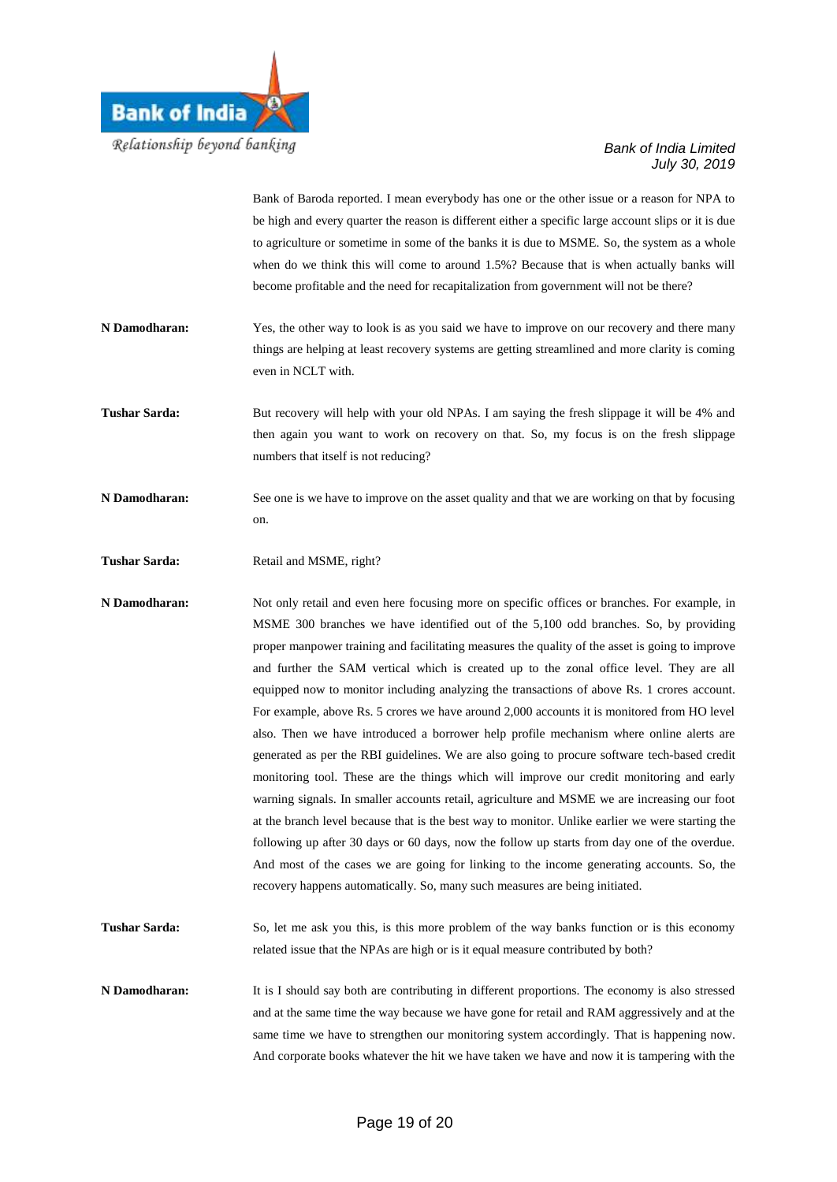Bank of Baroda reported. I mean everybody has one or the other issue or a reason for NPA to be high and every quarter the reason is different either a specific large account slips or it is due to agriculture or sometime in some of the banks it is due to MSME. So, the system as a whole when do we think this will come to around 1.5%? Because that is when actually banks will become profitable and the need for recapitalization from government will not be there?

**N Damodharan:** Yes, the other way to look is as you said we have to improve on our recovery and there many things are helping at least recovery systems are getting streamlined and more clarity is coming even in NCLT with.

**Tushar Sarda:** But recovery will help with your old NPAs. I am saying the fresh slippage it will be 4% and then again you want to work on recovery on that. So, my focus is on the fresh slippage numbers that itself is not reducing?

**N Damodharan:** See one is we have to improve on the asset quality and that we are working on that by focusing on.

**Tushar Sarda:** Retail and MSME, right?

**N Damodharan:** Not only retail and even here focusing more on specific offices or branches. For example, in MSME 300 branches we have identified out of the 5,100 odd branches. So, by providing proper manpower training and facilitating measures the quality of the asset is going to improve and further the SAM vertical which is created up to the zonal office level. They are all equipped now to monitor including analyzing the transactions of above Rs. 1 crores account. For example, above Rs. 5 crores we have around 2,000 accounts it is monitored from HO level also. Then we have introduced a borrower help profile mechanism where online alerts are generated as per the RBI guidelines. We are also going to procure software tech-based credit monitoring tool. These are the things which will improve our credit monitoring and early warning signals. In smaller accounts retail, agriculture and MSME we are increasing our foot at the branch level because that is the best way to monitor. Unlike earlier we were starting the following up after 30 days or 60 days, now the follow up starts from day one of the overdue. And most of the cases we are going for linking to the income generating accounts. So, the recovery happens automatically. So, many such measures are being initiated.

**Tushar Sarda:** So, let me ask you this, is this more problem of the way banks function or is this economy related issue that the NPAs are high or is it equal measure contributed by both?

**N Damodharan:** It is I should say both are contributing in different proportions. The economy is also stressed and at the same time the way because we have gone for retail and RAM aggressively and at the same time we have to strengthen our monitoring system accordingly. That is happening now. And corporate books whatever the hit we have taken we have and now it is tampering with the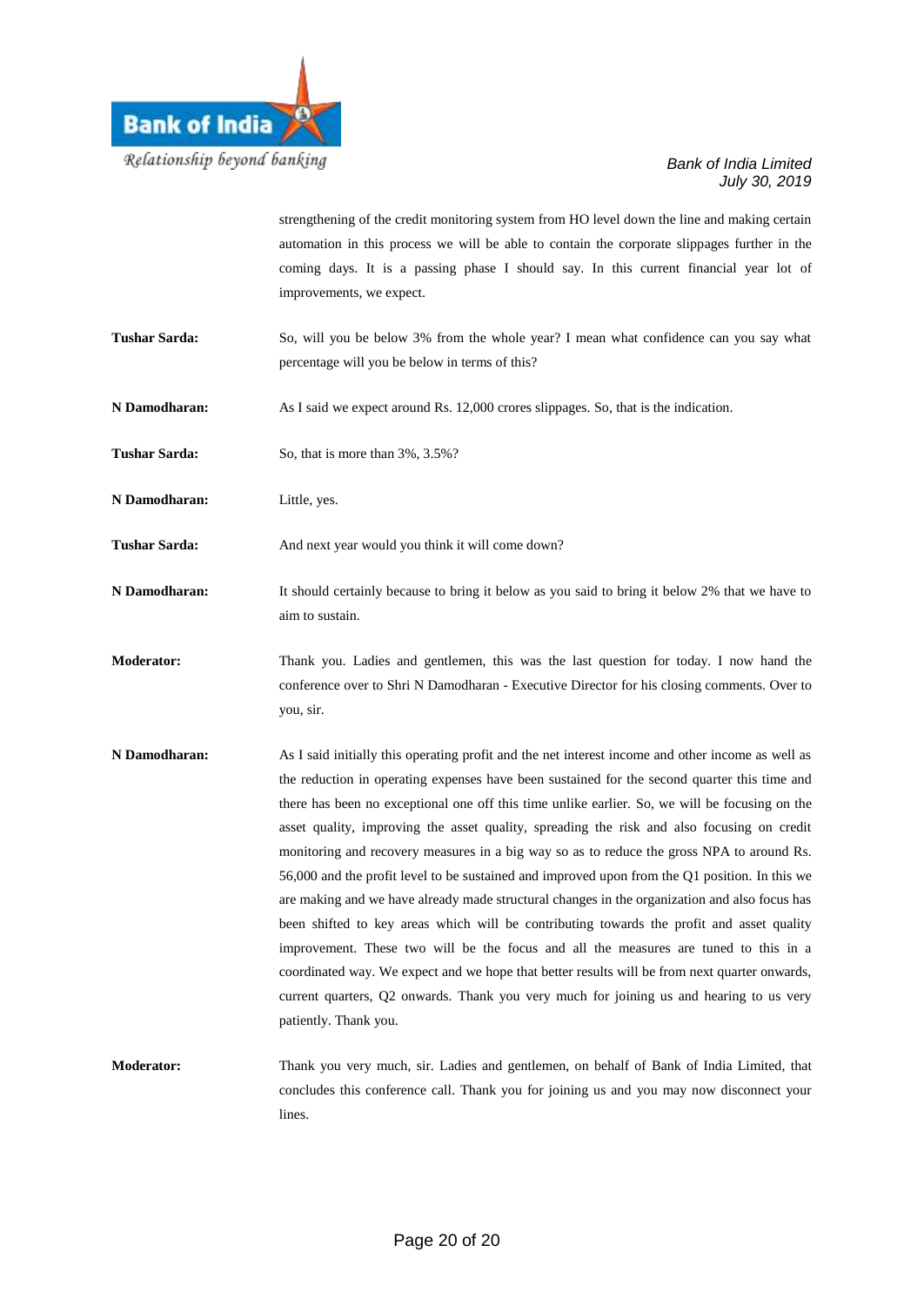strengthening of the credit monitoring system from HO level down the line and making certain automation in this process we will be able to contain the corporate slippages further in the coming days. It is a passing phase I should say. In this current financial year lot of improvements, we expect.

**Tushar Sarda:** So, will you be below 3% from the whole year? I mean what confidence can you say what percentage will you be below in terms of this?

**N Damodharan:** As I said we expect around Rs. 12,000 crores slippages. So, that is the indication.

**Tushar Sarda:** So, that is more than 3%, 3.5%?

**N Damodharan:** Little, yes.

**Tushar Sarda:** And next year would you think it will come down?

**N Damodharan:** It should certainly because to bring it below as you said to bring it below 2% that we have to aim to sustain.

**Moderator:** Thank you. Ladies and gentlemen, this was the last question for today. I now hand the conference over to Shri N Damodharan - Executive Director for his closing comments. Over to you, sir.

**N Damodharan:** As I said initially this operating profit and the net interest income and other income as well as the reduction in operating expenses have been sustained for the second quarter this time and there has been no exceptional one off this time unlike earlier. So, we will be focusing on the asset quality, improving the asset quality, spreading the risk and also focusing on credit monitoring and recovery measures in a big way so as to reduce the gross NPA to around Rs. 56,000 and the profit level to be sustained and improved upon from the Q1 position. In this we are making and we have already made structural changes in the organization and also focus has been shifted to key areas which will be contributing towards the profit and asset quality improvement. These two will be the focus and all the measures are tuned to this in a coordinated way. We expect and we hope that better results will be from next quarter onwards, current quarters, Q2 onwards. Thank you very much for joining us and hearing to us very patiently. Thank you.

**Moderator:** Thank you very much, sir. Ladies and gentlemen, on behalf of Bank of India Limited, that concludes this conference call. Thank you for joining us and you may now disconnect your lines.